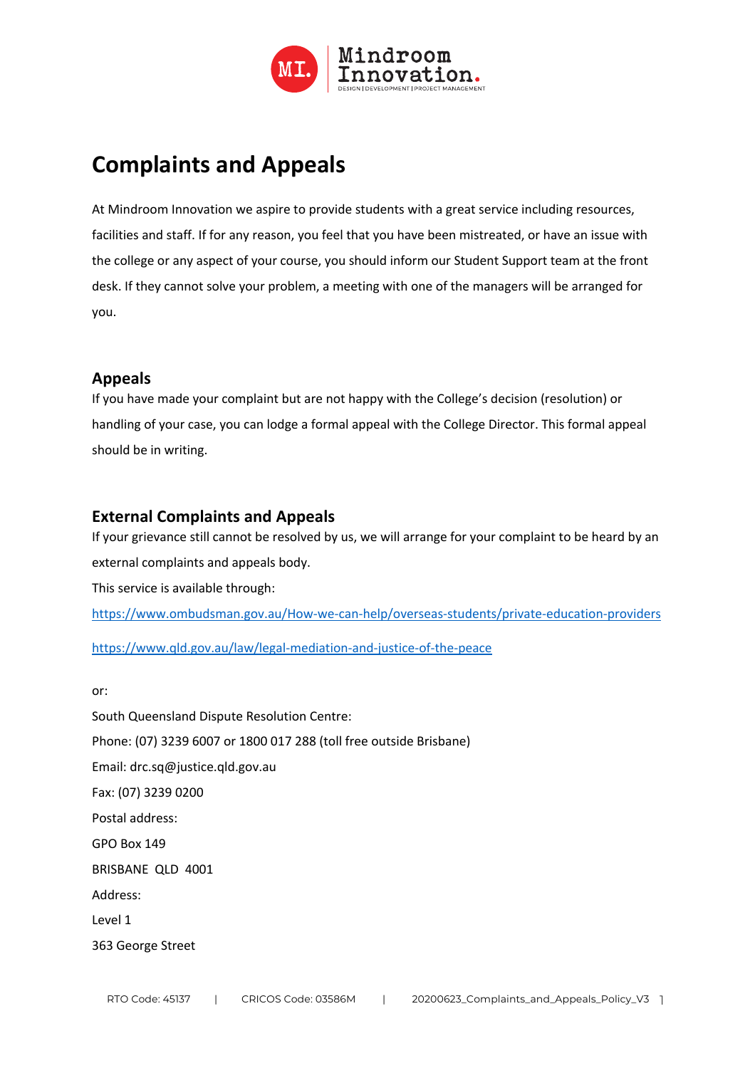# Complaints and Appeals

At Mindroom Innovation we aspire to provide students with a great service including resources, facilities and staff. If for any reason, you feel that you have been mistreated, or have an issue with the college or any aspect of your course, you should inform our Student Support team at the front desk. If they cannot solve your problem, a meeting with one of the managers will be arranged for you.

## Appeals

If you have made your complaint but are not happy with the College's decision (resolution) or handling of your case, you can lodge a formal appeal with the College Director. This formal appeal should be in writing.

## External Complaints and Appeals

If your grievance still cannot be resolved by us, we will arrange for your complaint to be heard by an external complaints and appeals body.

This service is available through:

https://www.ombudsman.gov.au/How-we-can-help/overseas-students/private-education-providers

https://www.qld.gov.au/law/legal-mediation-and-justice-of-the-peace

or:

South Queensland Dispute Resolution Centre:

Phone: (07) 3239 6007 or 1800 017 288 (toll free outside Brisbane)

Email: drc.sq@justice.qld.gov.au

Fax: (07) 3239 0200

Postal address:

GPO Box 149

BRISBANE QLD 4001

Address:

Level 1

363 George Street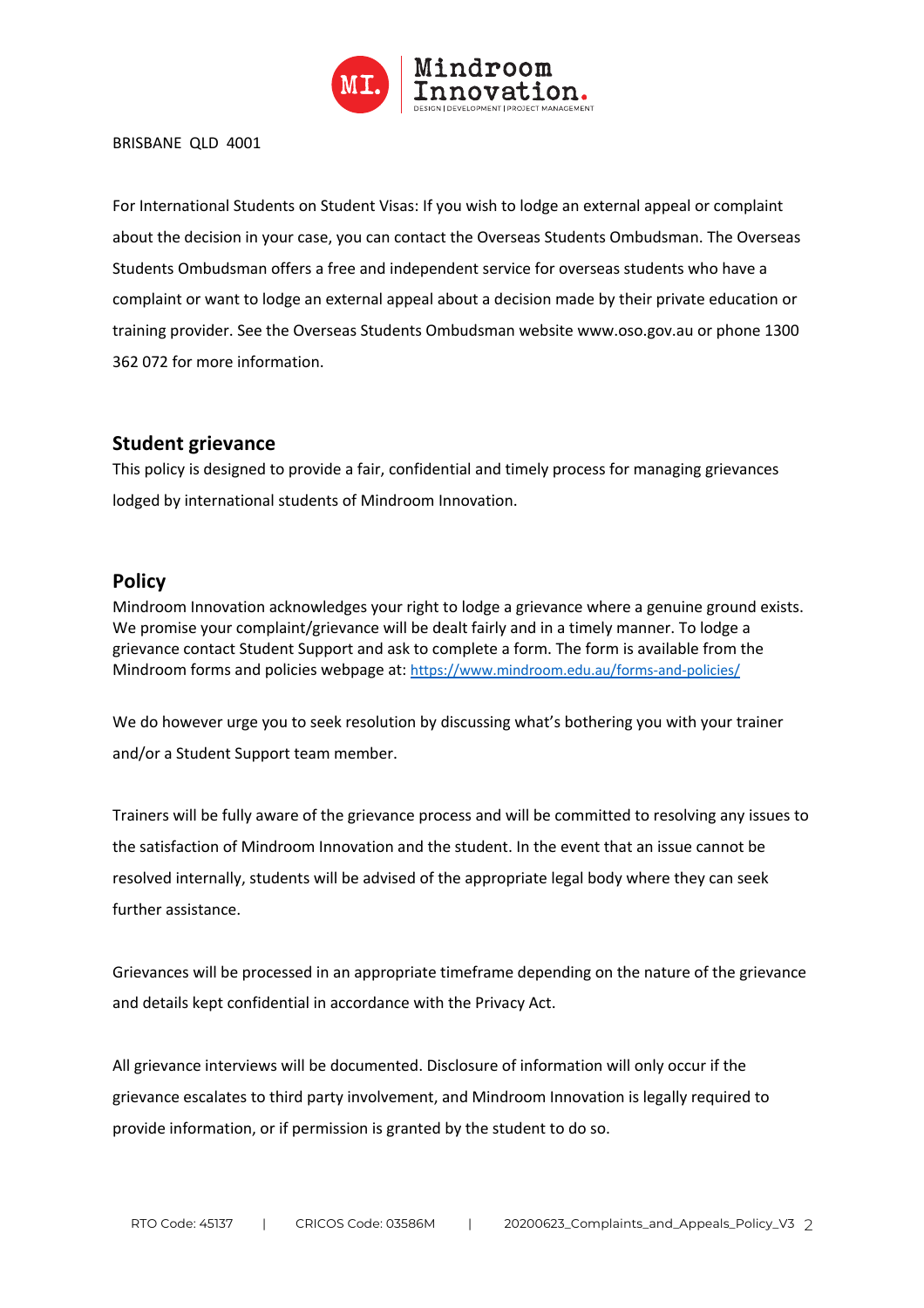BRISBANE QLD 4001

For International Students on Student Visas: If you wish to lodge an external appeal or complaint about the decision in your case, you can contact the Overseas Students Ombudsman. The Overseas Students Ombudsman offers a free and independent service for overseas students who have a complaint or want to lodge an external appeal about a decision made by their private education or training provider. See the Overseas Students Ombudsman website www.oso.gov.au or phone 1300 362 072 for more information.

## Student grievance

This policy is designed to provide a fair, confidential and timely process for managing grievances lodged by international students of Mindroom Innovation.

## Policy

Mindroom Innovation acknowledges your right to lodge a grievance where a genuine ground exists. We promise your complaint/grievance will be dealt fairly and in a timely manner. To lodge a grievance contact Student Support and ask to complete a form. The form is available from the Mindroom forms and policies webpage at: https://www.mindroom.edu.au/forms-and-policies/

We do however urge you to seek resolution by discussing what's bothering you with your trainer and/or a Student Support team member.

Trainers will be fully aware of the grievance process and will be committed to resolving any issues to the satisfaction of Mindroom Innovation and the student. In the event that an issue cannot be resolved internally, students will be advised of the appropriate legal body where they can seek further assistance.

Grievances will be processed in an appropriate timeframe depending on the nature of the grievance and details kept confidential in accordance with the Privacy Act.

All grievance interviews will be documented. Disclosure of information will only occur if the grievance escalates to third party involvement, and Mindroom Innovation is legally required to provide information, or if permission is granted by the student to do so.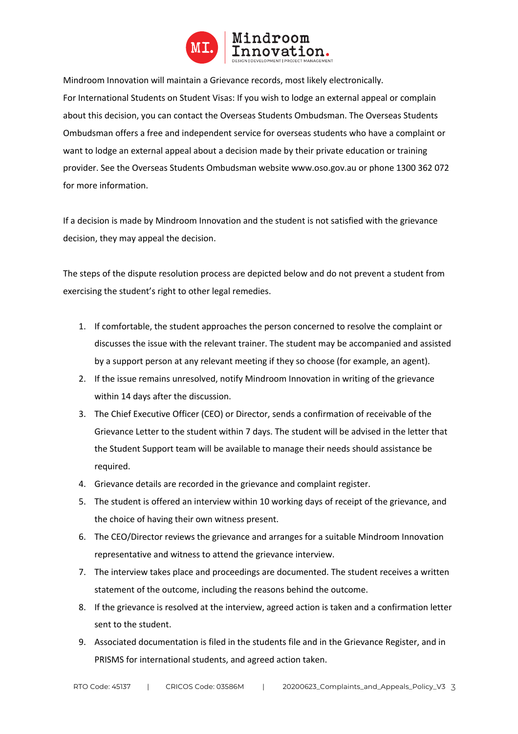Mindroom Innovation will maintain a Grievance records, most likely electronically.
For International Students on Student Visas: If you wish to lodge an external appeal or complain about this decision, you can contact the Overseas Students Ombudsman. The Overseas Students Ombudsman offers a free and independent service for overseas students who have a complaint or want to lodge an external appeal about a decision made by their private education or training provider. See the Overseas Students Ombudsman website www.oso.gov.au or phone 1300 362 072 for more information.

If a decision is made by Mindroom Innovation and the student is not satisfied with the grievance decision, they may appeal the decision.

The steps of the dispute resolution process are depicted below and do not prevent a student from exercising the student's right to other legal remedies.

1. If comfortable, the student approaches the person concerned to resolve the complaint or discusses the issue with the relevant trainer. The student may be accompanied and assisted by a support person at any relevant meeting if they so choose (for example, an agent).
2. If the issue remains unresolved, notify Mindroom Innovation in writing of the grievance within 14 days after the discussion.
3. The Chief Executive Officer (CEO) or Director, sends a confirmation of receivable of the Grievance Letter to the student within 7 days. The student will be advised in the letter that the Student Support team will be available to manage their needs should assistance be required.
4. Grievance details are recorded in the grievance and complaint register.
5. The student is offered an interview within 10 working days of receipt of the grievance, and the choice of having their own witness present.
6. The CEO/Director reviews the grievance and arranges for a suitable Mindroom Innovation representative and witness to attend the grievance interview.
7. The interview takes place and proceedings are documented. The student receives a written statement of the outcome, including the reasons behind the outcome.
8. If the grievance is resolved at the interview, agreed action is taken and a confirmation letter sent to the student.
9. Associated documentation is filed in the students file and in the Grievance Register, and in PRISMS for international students, and agreed action taken.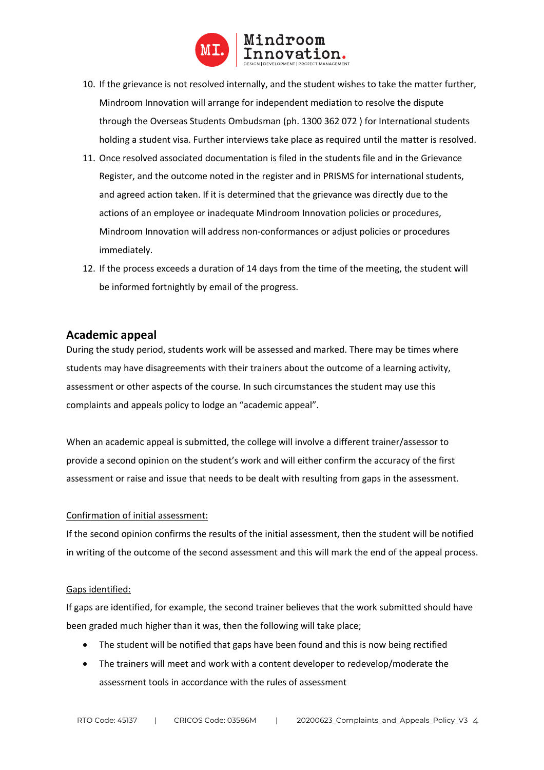10. If the grievance is not resolved internally, and the student wishes to take the matter further, Mindroom Innovation will arrange for independent mediation to resolve the dispute through the Overseas Students Ombudsman (ph. 1300 362 072 ) for International students holding a student visa. Further interviews take place as required until the matter is resolved.
11. Once resolved associated documentation is filed in the students file and in the Grievance Register, and the outcome noted in the register and in PRISMS for international students, and agreed action taken. If it is determined that the grievance was directly due to the actions of an employee or inadequate Mindroom Innovation policies or procedures, Mindroom Innovation will address non-conformances or adjust policies or procedures immediately.
12. If the process exceeds a duration of 14 days from the time of the meeting, the student will be informed fortnightly by email of the progress.

## Academic appeal

During the study period, students work will be assessed and marked. There may be times where students may have disagreements with their trainers about the outcome of a learning activity, assessment or other aspects of the course. In such circumstances the student may use this complaints and appeals policy to lodge an "academic appeal".

When an academic appeal is submitted, the college will involve a different trainer/assessor to provide a second opinion on the student's work and will either confirm the accuracy of the first assessment or raise and issue that needs to be dealt with resulting from gaps in the assessment.

<u>Confirmation of initial assessment:</u>

If the second opinion confirms the results of the initial assessment, then the student will be notified in writing of the outcome of the second assessment and this will mark the end of the appeal process.

<u>Gaps identified:</u>

If gaps are identified, for example, the second trainer believes that the work submitted should have been graded much higher than it was, then the following will take place;

- The student will be notified that gaps have been found and this is now being rectified
- The trainers will meet and work with a content developer to redevelop/moderate the assessment tools in accordance with the rules of assessment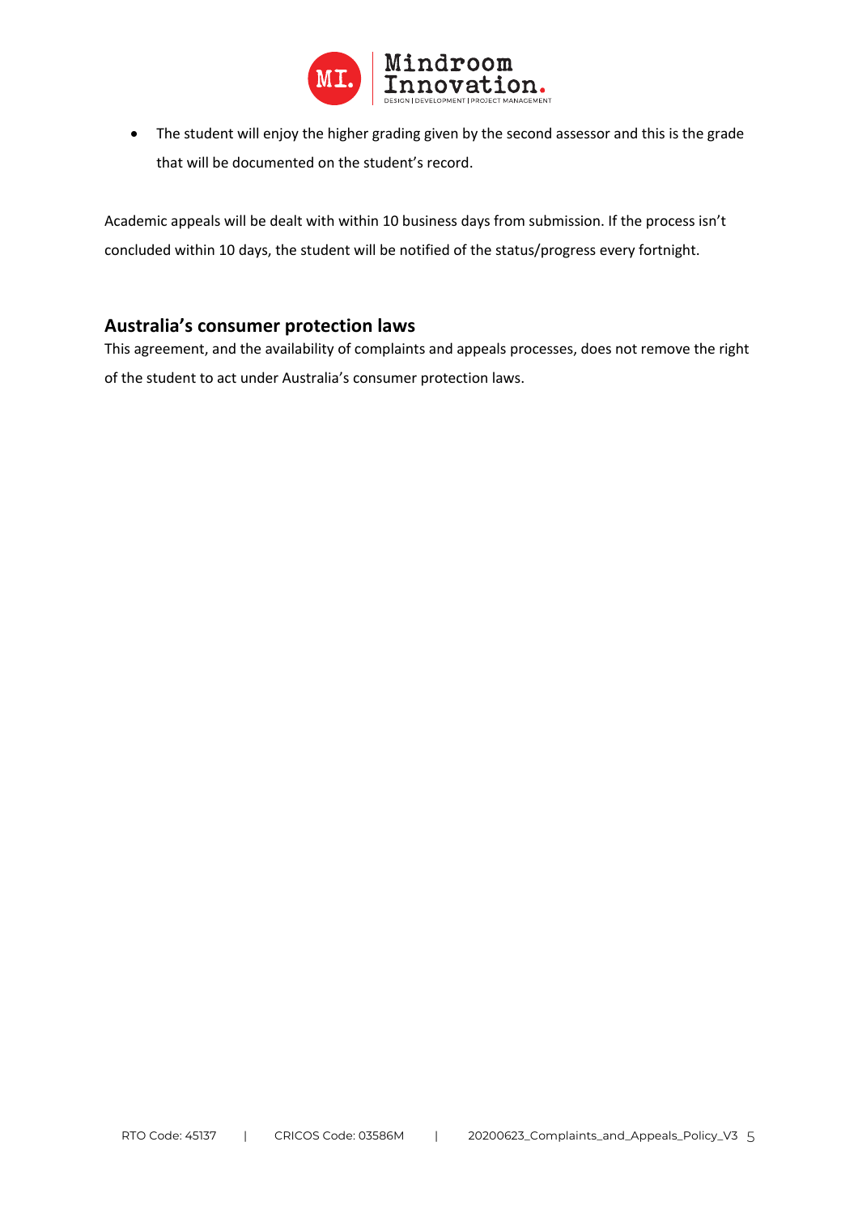- The student will enjoy the higher grading given by the second assessor and this is the grade that will be documented on the student's record.

Academic appeals will be dealt with within 10 business days from submission. If the process isn't concluded within 10 days, the student will be notified of the status/progress every fortnight.

## Australia's consumer protection laws

This agreement, and the availability of complaints and appeals processes, does not remove the right of the student to act under Australia's consumer protection laws.